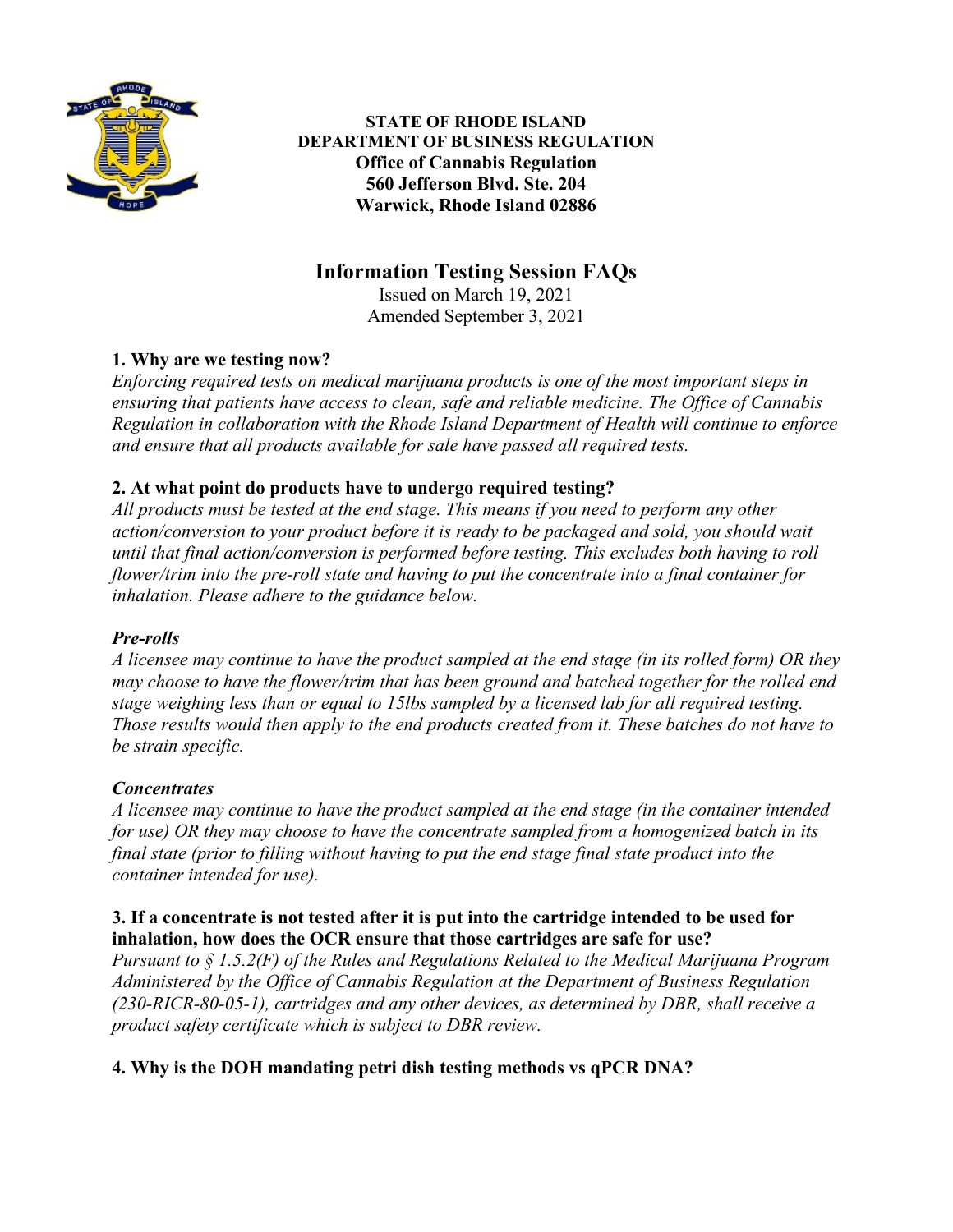**STATE OF RHODE ISLAND**
**DEPARTMENT OF BUSINESS REGULATION**
**Office of Cannabis Regulation**
**560 Jefferson Blvd. Ste. 204**
**Warwick, Rhode Island 02886**

# Information Testing Session FAQs

Issued on March 19, 2021
Amended September 3, 2021

### 1. Why are we testing now?

*Enforcing required tests on medical marijuana products is one of the most important steps in ensuring that patients have access to clean, safe and reliable medicine. The Office of Cannabis Regulation in collaboration with the Rhode Island Department of Health will continue to enforce and ensure that all products available for sale have passed all required tests.*

### 2. At what point do products have to undergo required testing?

*All products must be tested at the end stage. This means if you need to perform any other action/conversion to your product before it is ready to be packaged and sold, you should wait until that final action/conversion is performed before testing. This excludes both having to roll flower/trim into the pre-roll state and having to put the concentrate into a final container for inhalation. Please adhere to the guidance below.*

***Pre-rolls***

*A licensee may continue to have the product sampled at the end stage (in its rolled form) OR they may choose to have the flower/trim that has been ground and batched together for the rolled end stage weighing less than or equal to 15lbs sampled by a licensed lab for all required testing. Those results would then apply to the end products created from it. These batches do not have to be strain specific.*

***Concentrates***

*A licensee may continue to have the product sampled at the end stage (in the container intended for use) OR they may choose to have the concentrate sampled from a homogenized batch in its final state (prior to filling without having to put the end stage final state product into the container intended for use).*

### 3. If a concentrate is not tested after it is put into the cartridge intended to be used for inhalation, how does the OCR ensure that those cartridges are safe for use?

*Pursuant to § 1.5.2(F) of the Rules and Regulations Related to the Medical Marijuana Program Administered by the Office of Cannabis Regulation at the Department of Business Regulation (230-RICR-80-05-1), cartridges and any other devices, as determined by DBR, shall receive a product safety certificate which is subject to DBR review.*

### 4. Why is the DOH mandating petri dish testing methods vs qPCR DNA?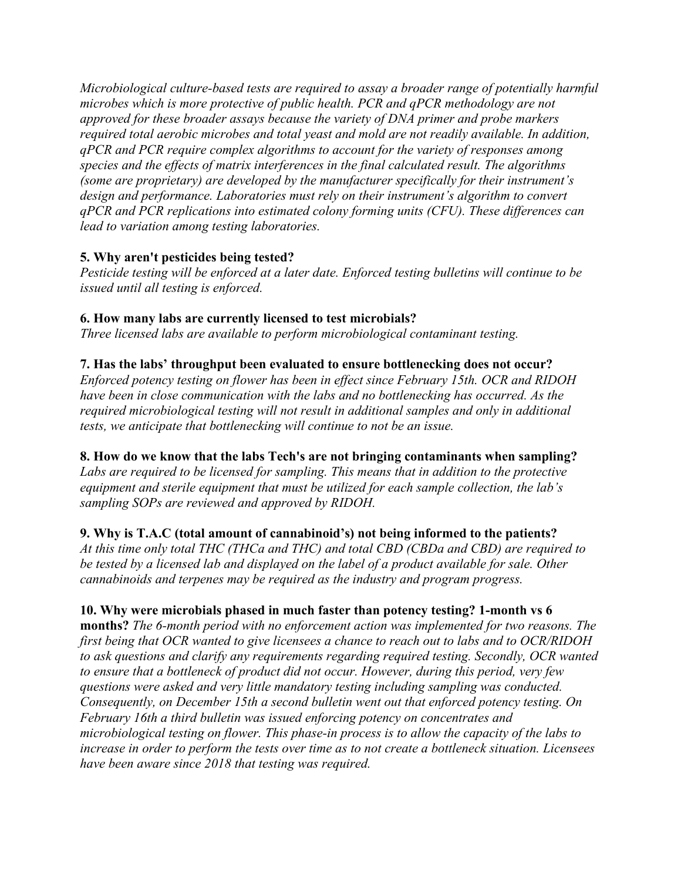*Microbiological culture-based tests are required to assay a broader range of potentially harmful microbes which is more protective of public health. PCR and qPCR methodology are not approved for these broader assays because the variety of DNA primer and probe markers required total aerobic microbes and total yeast and mold are not readily available. In addition, qPCR and PCR require complex algorithms to account for the variety of responses among species and the effects of matrix interferences in the final calculated result. The algorithms (some are proprietary) are developed by the manufacturer specifically for their instrument's design and performance. Laboratories must rely on their instrument's algorithm to convert qPCR and PCR replications into estimated colony forming units (CFU). These differences can lead to variation among testing laboratories.*

**5. Why aren't pesticides being tested?**
*Pesticide testing will be enforced at a later date. Enforced testing bulletins will continue to be issued until all testing is enforced.*

**6. How many labs are currently licensed to test microbials?**
*Three licensed labs are available to perform microbiological contaminant testing.*

**7. Has the labs' throughput been evaluated to ensure bottlenecking does not occur?**
*Enforced potency testing on flower has been in effect since February 15th. OCR and RIDOH have been in close communication with the labs and no bottlenecking has occurred. As the required microbiological testing will not result in additional samples and only in additional tests, we anticipate that bottlenecking will continue to not be an issue.*

**8. How do we know that the labs Tech's are not bringing contaminants when sampling?**
*Labs are required to be licensed for sampling. This means that in addition to the protective equipment and sterile equipment that must be utilized for each sample collection, the lab's sampling SOPs are reviewed and approved by RIDOH.*

**9. Why is T.A.C (total amount of cannabinoid's) not being informed to the patients?**
*At this time only total THC (THCa and THC) and total CBD (CBDa and CBD) are required to be tested by a licensed lab and displayed on the label of a product available for sale. Other cannabinoids and terpenes may be required as the industry and program progress.*

**10. Why were microbials phased in much faster than potency testing? 1-month vs 6 months?** *The 6-month period with no enforcement action was implemented for two reasons. The first being that OCR wanted to give licensees a chance to reach out to labs and to OCR/RIDOH to ask questions and clarify any requirements regarding required testing. Secondly, OCR wanted to ensure that a bottleneck of product did not occur. However, during this period, very few questions were asked and very little mandatory testing including sampling was conducted. Consequently, on December 15th a second bulletin went out that enforced potency testing. On February 16th a third bulletin was issued enforcing potency on concentrates and microbiological testing on flower. This phase-in process is to allow the capacity of the labs to increase in order to perform the tests over time as to not create a bottleneck situation. Licensees have been aware since 2018 that testing was required.*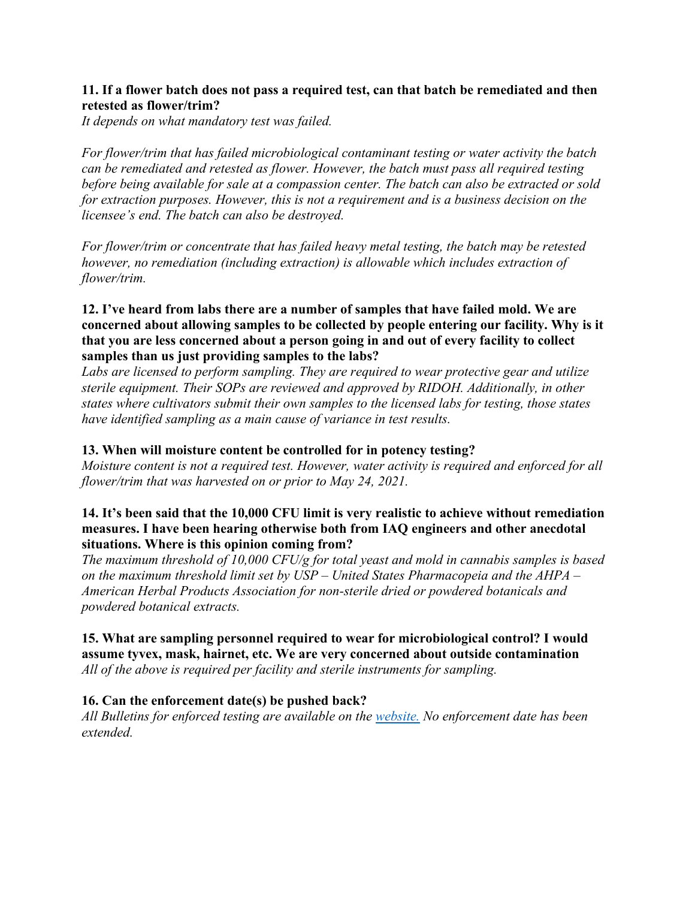**11. If a flower batch does not pass a required test, can that batch be remediated and then retested as flower/trim?**

*It depends on what mandatory test was failed.*

*For flower/trim that has failed microbiological contaminant testing or water activity the batch can be remediated and retested as flower. However, the batch must pass all required testing before being available for sale at a compassion center. The batch can also be extracted or sold for extraction purposes. However, this is not a requirement and is a business decision on the licensee's end. The batch can also be destroyed.*

*For flower/trim or concentrate that has failed heavy metal testing, the batch may be retested however, no remediation (including extraction) is allowable which includes extraction of flower/trim.*

**12. I've heard from labs there are a number of samples that have failed mold. We are concerned about allowing samples to be collected by people entering our facility. Why is it that you are less concerned about a person going in and out of every facility to collect samples than us just providing samples to the labs?**

*Labs are licensed to perform sampling. They are required to wear protective gear and utilize sterile equipment. Their SOPs are reviewed and approved by RIDOH. Additionally, in other states where cultivators submit their own samples to the licensed labs for testing, those states have identified sampling as a main cause of variance in test results.*

**13. When will moisture content be controlled for in potency testing?**

*Moisture content is not a required test. However, water activity is required and enforced for all flower/trim that was harvested on or prior to May 24, 2021.*

**14. It's been said that the 10,000 CFU limit is very realistic to achieve without remediation measures. I have been hearing otherwise both from IAQ engineers and other anecdotal situations. Where is this opinion coming from?**

*The maximum threshold of 10,000 CFU/g for total yeast and mold in cannabis samples is based on the maximum threshold limit set by USP – United States Pharmacopeia and the AHPA – American Herbal Products Association for non-sterile dried or powdered botanicals and powdered botanical extracts.*

**15. What are sampling personnel required to wear for microbiological control? I would assume tyvex, mask, hairnet, etc. We are very concerned about outside contamination**

*All of the above is required per facility and sterile instruments for sampling.*

**16. Can the enforcement date(s) be pushed back?**

*All Bulletins for enforced testing are available on the [website.](website) No enforcement date has been extended.*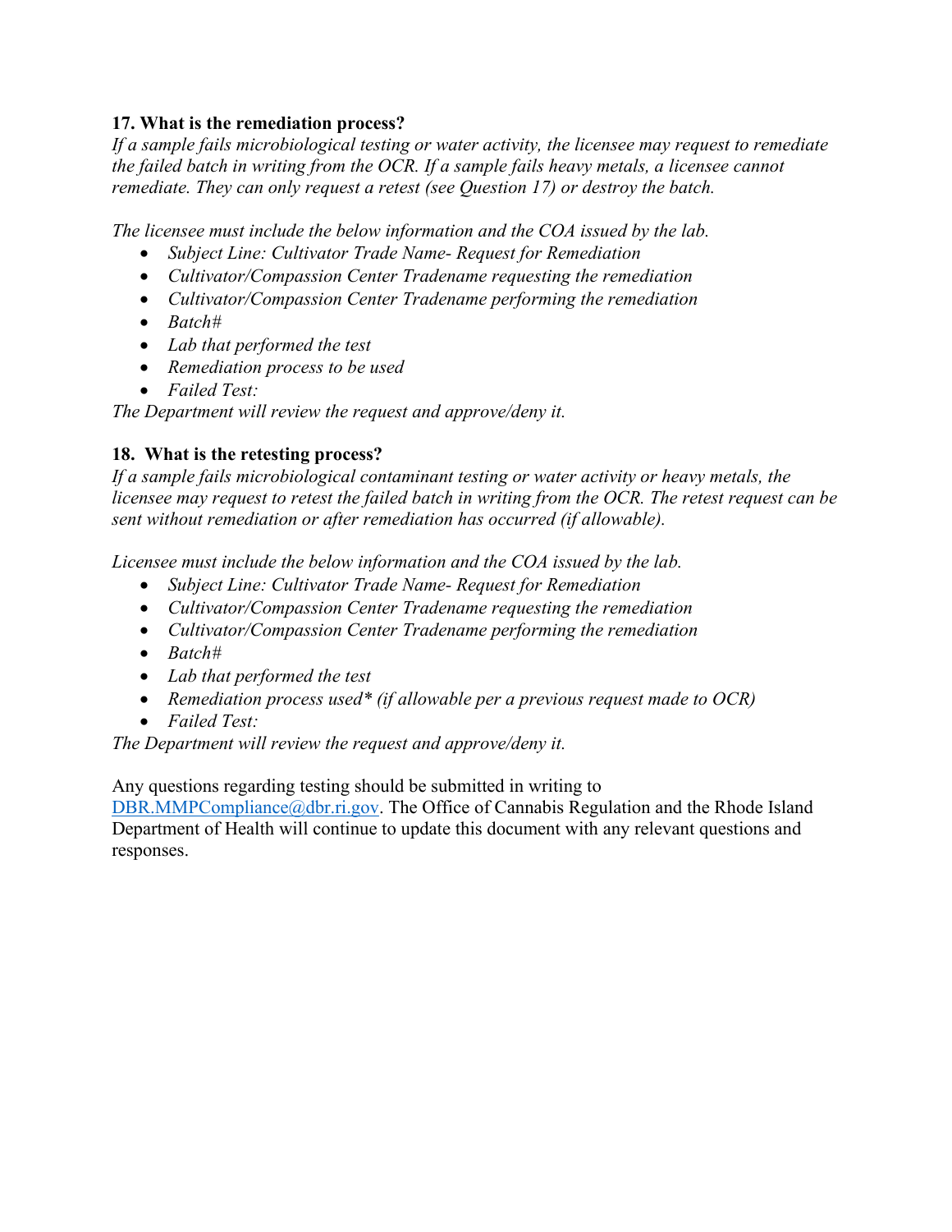**17. What is the remediation process?**

*If a sample fails microbiological testing or water activity, the licensee may request to remediate the failed batch in writing from the OCR. If a sample fails heavy metals, a licensee cannot remediate. They can only request a retest (see Question 17) or destroy the batch.*

*The licensee must include the below information and the COA issued by the lab.*

- *Subject Line: Cultivator Trade Name- Request for Remediation*
- *Cultivator/Compassion Center Tradename requesting the remediation*
- *Cultivator/Compassion Center Tradename performing the remediation*
- *Batch#*
- *Lab that performed the test*
- *Remediation process to be used*
- *Failed Test:*

*The Department will review the request and approve/deny it.*

**18. What is the retesting process?**

*If a sample fails microbiological contaminant testing or water activity or heavy metals, the licensee may request to retest the failed batch in writing from the OCR. The retest request can be sent without remediation or after remediation has occurred (if allowable).*

*Licensee must include the below information and the COA issued by the lab.*

- *Subject Line: Cultivator Trade Name- Request for Remediation*
- *Cultivator/Compassion Center Tradename requesting the remediation*
- *Cultivator/Compassion Center Tradename performing the remediation*
- *Batch#*
- *Lab that performed the test*
- *Remediation process used* (if allowable per a previous request made to OCR)*
- *Failed Test:*

*The Department will review the request and approve/deny it.*

Any questions regarding testing should be submitted in writing to DBR.MMPCompliance@dbr.ri.gov. The Office of Cannabis Regulation and the Rhode Island Department of Health will continue to update this document with any relevant questions and responses.